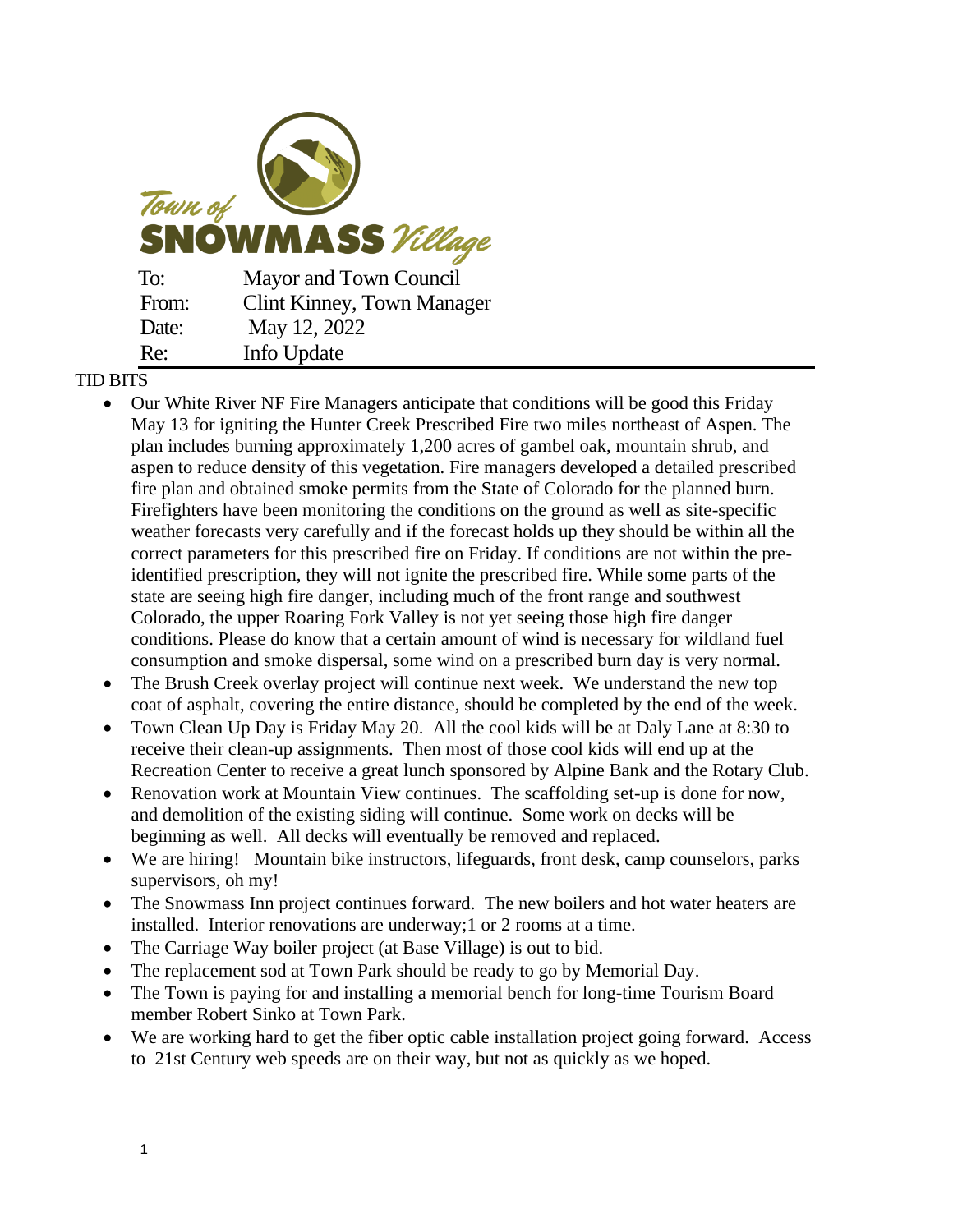Town of SNOWMASS Village

| | |
|---|---|
| To: | Mayor and Town Council |
| From: | Clint Kinney, Town Manager |
| Date: | May 12, 2022 |
| Re: | Info Update |

TID BITS

- Our White River NF Fire Managers anticipate that conditions will be good this Friday May 13 for igniting the Hunter Creek Prescribed Fire two miles northeast of Aspen. The plan includes burning approximately 1,200 acres of gambel oak, mountain shrub, and aspen to reduce density of this vegetation. Fire managers developed a detailed prescribed fire plan and obtained smoke permits from the State of Colorado for the planned burn. Firefighters have been monitoring the conditions on the ground as well as site-specific weather forecasts very carefully and if the forecast holds up they should be within all the correct parameters for this prescribed fire on Friday. If conditions are not within the pre-identified prescription, they will not ignite the prescribed fire. While some parts of the state are seeing high fire danger, including much of the front range and southwest Colorado, the upper Roaring Fork Valley is not yet seeing those high fire danger conditions. Please do know that a certain amount of wind is necessary for wildland fuel consumption and smoke dispersal, some wind on a prescribed burn day is very normal.
- The Brush Creek overlay project will continue next week. We understand the new top coat of asphalt, covering the entire distance, should be completed by the end of the week.
- Town Clean Up Day is Friday May 20. All the cool kids will be at Daly Lane at 8:30 to receive their clean-up assignments. Then most of those cool kids will end up at the Recreation Center to receive a great lunch sponsored by Alpine Bank and the Rotary Club.
- Renovation work at Mountain View continues. The scaffolding set-up is done for now, and demolition of the existing siding will continue. Some work on decks will be beginning as well. All decks will eventually be removed and replaced.
- We are hiring! Mountain bike instructors, lifeguards, front desk, camp counselors, parks supervisors, oh my!
- The Snowmass Inn project continues forward. The new boilers and hot water heaters are installed. Interior renovations are underway;1 or 2 rooms at a time.
- The Carriage Way boiler project (at Base Village) is out to bid.
- The replacement sod at Town Park should be ready to go by Memorial Day.
- The Town is paying for and installing a memorial bench for long-time Tourism Board member Robert Sinko at Town Park.
- We are working hard to get the fiber optic cable installation project going forward. Access to 21st Century web speeds are on their way, but not as quickly as we hoped.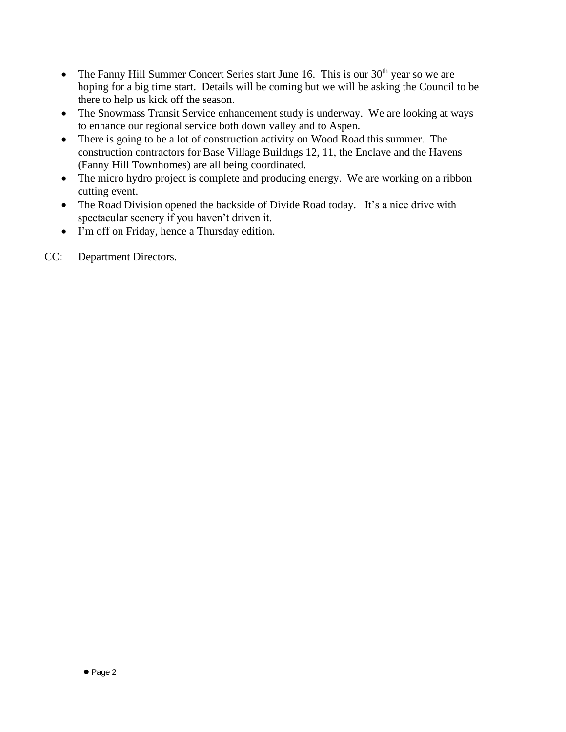- The Fanny Hill Summer Concert Series start June 16. This is our 30th year so we are hoping for a big time start. Details will be coming but we will be asking the Council to be there to help us kick off the season.
- The Snowmass Transit Service enhancement study is underway. We are looking at ways to enhance our regional service both down valley and to Aspen.
- There is going to be a lot of construction activity on Wood Road this summer. The construction contractors for Base Village Buildngs 12, 11, the Enclave and the Havens (Fanny Hill Townhomes) are all being coordinated.
- The micro hydro project is complete and producing energy. We are working on a ribbon cutting event.
- The Road Division opened the backside of Divide Road today. It's a nice drive with spectacular scenery if you haven't driven it.
- I'm off on Friday, hence a Thursday edition.

CC: Department Directors.